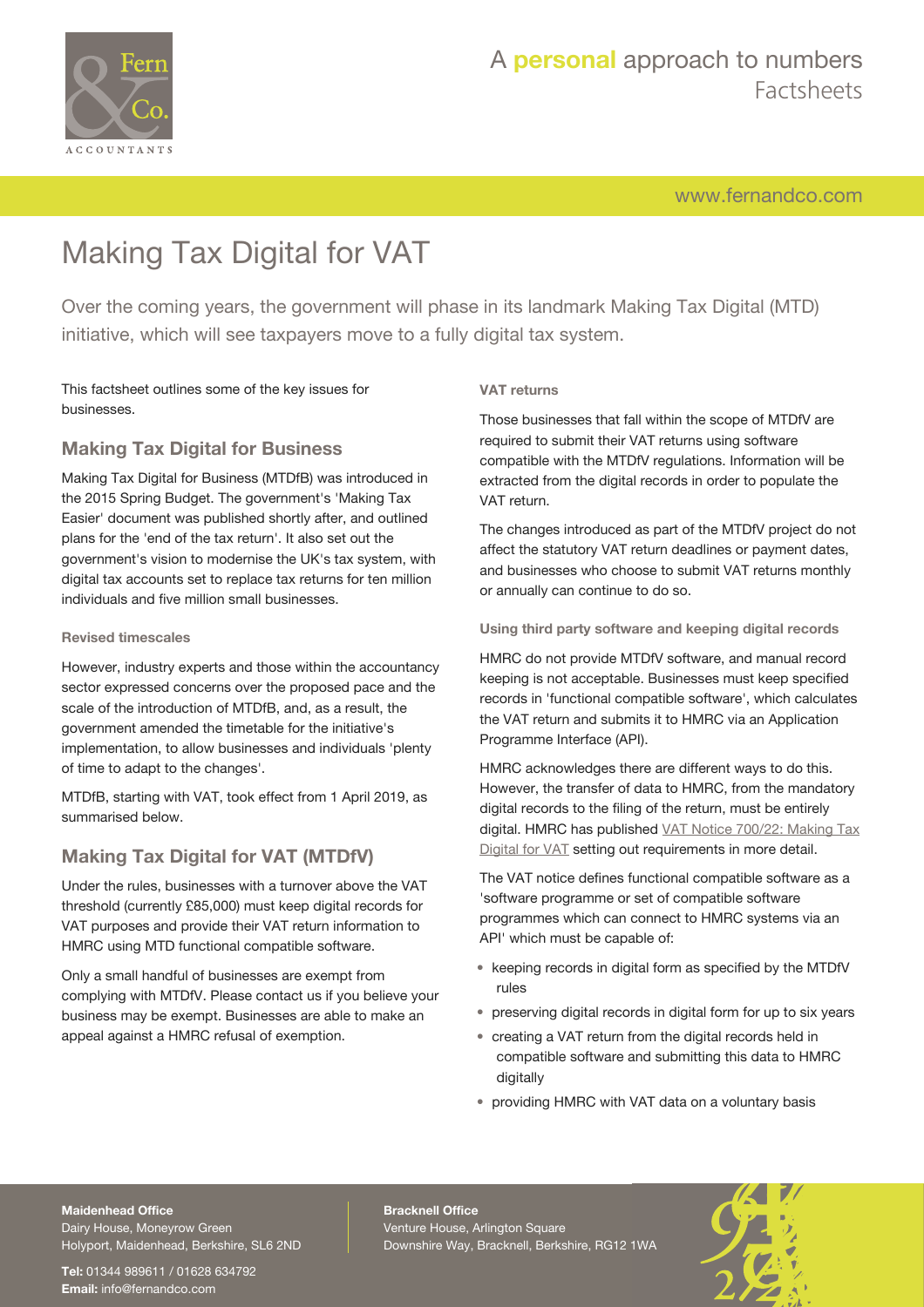# Making Tax Digital for VAT

Over the coming years, the government will phase in its landmark Making Tax Digital (MTD) initiative, which will see taxpayers move to a fully digital tax system.

This factsheet outlines some of the key issues for businesses.

## Making Tax Digital for Business

Making Tax Digital for Business (MTDfB) was introduced in the 2015 Spring Budget. The government's 'Making Tax Easier' document was published shortly after, and outlined plans for the 'end of the tax return'. It also set out the government's vision to modernise the UK's tax system, with digital tax accounts set to replace tax returns for ten million individuals and five million small businesses.

### Revised timescales

However, industry experts and those within the accountancy sector expressed concerns over the proposed pace and the scale of the introduction of MTDfB, and, as a result, the government amended the timetable for the initiative's implementation, to allow businesses and individuals 'plenty of time to adapt to the changes'.

MTDfB, starting with VAT, took effect from 1 April 2019, as summarised below.

## Making Tax Digital for VAT (MTDfV)

Under the rules, businesses with a turnover above the VAT threshold (currently £85,000) must keep digital records for VAT purposes and provide their VAT return information to HMRC using MTD functional compatible software.

Only a small handful of businesses are exempt from complying with MTDfV. Please contact us if you believe your business may be exempt. Businesses are able to make an appeal against a HMRC refusal of exemption.

### VAT returns

Those businesses that fall within the scope of MTDfV are required to submit their VAT returns using software compatible with the MTDfV regulations. Information will be extracted from the digital records in order to populate the VAT return.

The changes introduced as part of the MTDfV project do not affect the statutory VAT return deadlines or payment dates, and businesses who choose to submit VAT returns monthly or annually can continue to do so.

### Using third party software and keeping digital records

HMRC do not provide MTDfV software, and manual record keeping is not acceptable. Businesses must keep specified records in 'functional compatible software', which calculates the VAT return and submits it to HMRC via an Application Programme Interface (API).

HMRC acknowledges there are different ways to do this. However, the transfer of data to HMRC, from the mandatory digital records to the filing of the return, must be entirely digital. HMRC has published VAT Notice 700/22: Making Tax Digital for VAT setting out requirements in more detail.

The VAT notice defines functional compatible software as a 'software programme or set of compatible software programmes which can connect to HMRC systems via an API' which must be capable of:

- keeping records in digital form as specified by the MTDfV rules
- preserving digital records in digital form for up to six years
- creating a VAT return from the digital records held in compatible software and submitting this data to HMRC digitally
- providing HMRC with VAT data on a voluntary basis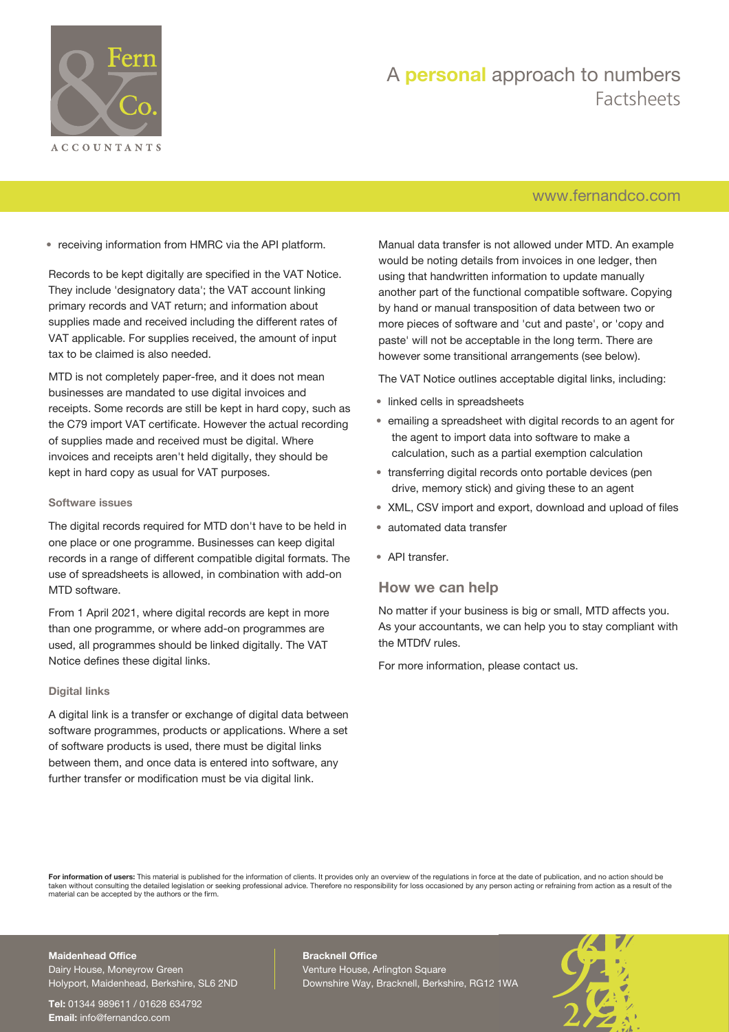- receiving information from HMRC via the API platform.

Records to be kept digitally are specified in the VAT Notice. They include 'designatory data'; the VAT account linking primary records and VAT return; and information about supplies made and received including the different rates of VAT applicable. For supplies received, the amount of input tax to be claimed is also needed.

MTD is not completely paper-free, and it does not mean businesses are mandated to use digital invoices and receipts. Some records are still be kept in hard copy, such as the C79 import VAT certificate. However the actual recording of supplies made and received must be digital. Where invoices and receipts aren't held digitally, they should be kept in hard copy as usual for VAT purposes.

#### Software issues

The digital records required for MTD don't have to be held in one place or one programme. Businesses can keep digital records in a range of different compatible digital formats. The use of spreadsheets is allowed, in combination with add-on MTD software.

From 1 April 2021, where digital records are kept in more than one programme, or where add-on programmes are used, all programmes should be linked digitally. The VAT Notice defines these digital links.

#### Digital links

A digital link is a transfer or exchange of digital data between software programmes, products or applications. Where a set of software products is used, there must be digital links between them, and once data is entered into software, any further transfer or modification must be via digital link.

Manual data transfer is not allowed under MTD. An example would be noting details from invoices in one ledger, then using that handwritten information to update manually another part of the functional compatible software. Copying by hand or manual transposition of data between two or more pieces of software and 'cut and paste', or 'copy and paste' will not be acceptable in the long term. There are however some transitional arrangements (see below).

The VAT Notice outlines acceptable digital links, including:

- linked cells in spreadsheets
- emailing a spreadsheet with digital records to an agent for the agent to import data into software to make a calculation, such as a partial exemption calculation
- transferring digital records onto portable devices (pen drive, memory stick) and giving these to an agent
- XML, CSV import and export, download and upload of files
- automated data transfer
- API transfer.

### How we can help

No matter if your business is big or small, MTD affects you. As your accountants, we can help you to stay compliant with the MTDfV rules.

For more information, please contact us.

**For information of users:** This material is published for the information of clients. It provides only an overview of the regulations in force at the date of publication, and no action should be taken without consulting the detailed legislation or seeking professional advice. Therefore no responsibility for loss occasioned by any person acting or refraining from action as a result of the material can be accepted by the authors or the firm.